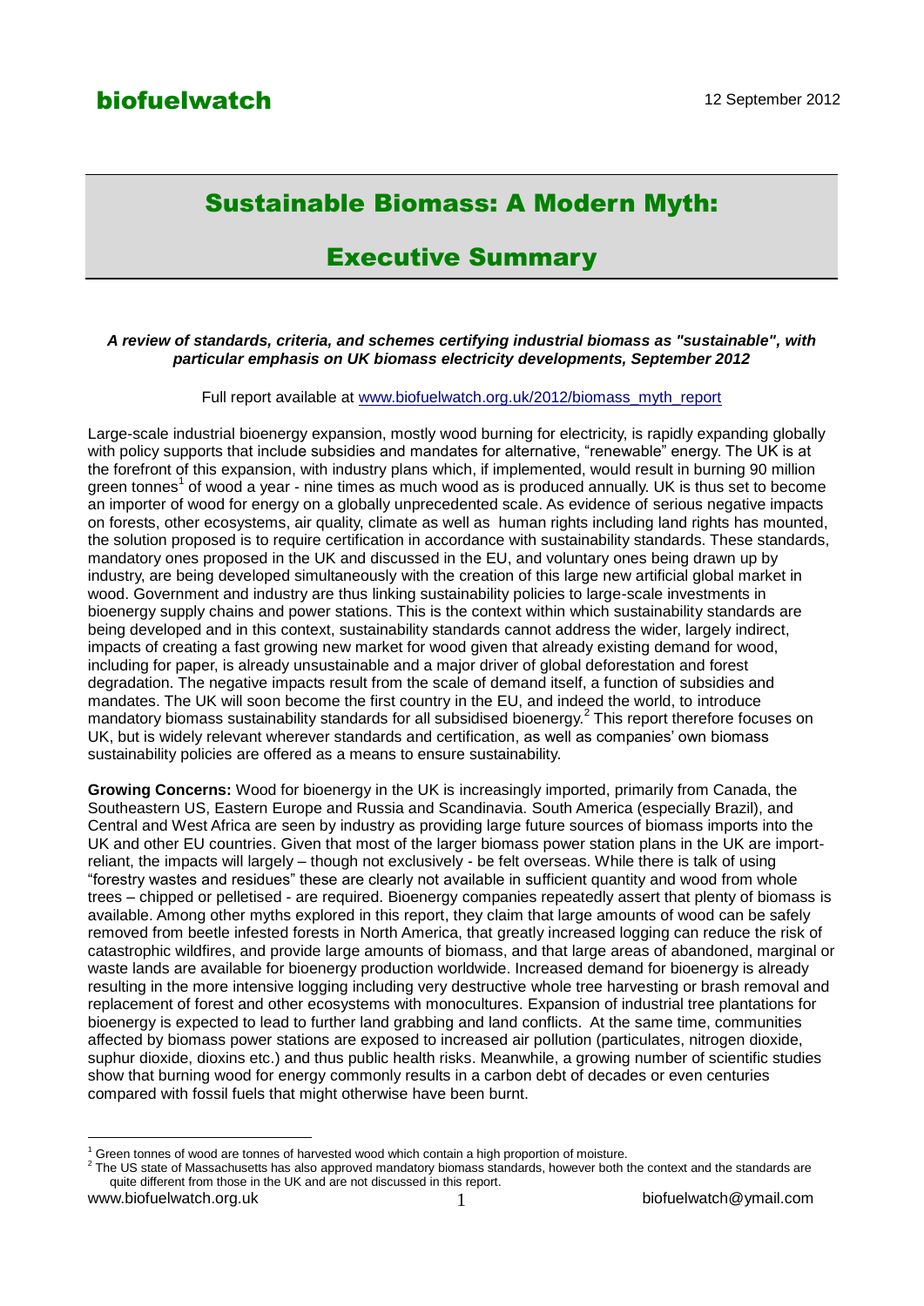biofuelwatch

12 September 2012

# Sustainable Biomass: A Modern Myth:

# Executive Summary

***A review of standards, criteria, and schemes certifying industrial biomass as "sustainable", with particular emphasis on UK biomass electricity developments, September 2012***

Full report available at [www.biofuelwatch.org.uk/2012/biomass_myth_report](www.biofuelwatch.org.uk/2012/biomass_myth_report)

Large-scale industrial bioenergy expansion, mostly wood burning for electricity, is rapidly expanding globally with policy supports that include subsidies and mandates for alternative, "renewable" energy. The UK is at the forefront of this expansion, with industry plans which, if implemented, would result in burning 90 million green tonnes[1] of wood a year - nine times as much wood as is produced annually. UK is thus set to become an importer of wood for energy on a globally unprecedented scale. As evidence of serious negative impacts on forests, other ecosystems, air quality, climate as well as human rights including land rights has mounted, the solution proposed is to require certification in accordance with sustainability standards. These standards, mandatory ones proposed in the UK and discussed in the EU, and voluntary ones being drawn up by industry, are being developed simultaneously with the creation of this large new artificial global market in wood. Government and industry are thus linking sustainability policies to large-scale investments in bioenergy supply chains and power stations. This is the context within which sustainability standards are being developed and in this context, sustainability standards cannot address the wider, largely indirect, impacts of creating a fast growing new market for wood given that already existing demand for wood, including for paper, is already unsustainable and a major driver of global deforestation and forest degradation. The negative impacts result from the scale of demand itself, a function of subsidies and mandates. The UK will soon become the first country in the EU, and indeed the world, to introduce mandatory biomass sustainability standards for all subsidised bioenergy.[2] This report therefore focuses on UK, but is widely relevant wherever standards and certification, as well as companies' own biomass sustainability policies are offered as a means to ensure sustainability.

**Growing Concerns:** Wood for bioenergy in the UK is increasingly imported, primarily from Canada, the Southeastern US, Eastern Europe and Russia and Scandinavia. South America (especially Brazil), and Central and West Africa are seen by industry as providing large future sources of biomass imports into the UK and other EU countries. Given that most of the larger biomass power station plans in the UK are import-reliant, the impacts will largely – though not exclusively - be felt overseas. While there is talk of using "forestry wastes and residues" these are clearly not available in sufficient quantity and wood from whole trees – chipped or pelletised - are required. Bioenergy companies repeatedly assert that plenty of biomass is available. Among other myths explored in this report, they claim that large amounts of wood can be safely removed from beetle infested forests in North America, that greatly increased logging can reduce the risk of catastrophic wildfires, and provide large amounts of biomass, and that large areas of abandoned, marginal or waste lands are available for bioenergy production worldwide. Increased demand for bioenergy is already resulting in the more intensive logging including very destructive whole tree harvesting or brash removal and replacement of forest and other ecosystems with monocultures. Expansion of industrial tree plantations for bioenergy is expected to lead to further land grabbing and land conflicts. At the same time, communities affected by biomass power stations are exposed to increased air pollution (particulates, nitrogen dioxide, suphur dioxide, dioxins etc.) and thus public health risks. Meanwhile, a growing number of scientific studies show that burning wood for energy commonly results in a carbon debt of decades or even centuries compared with fossil fuels that might otherwise have been burnt.

---

[1] Green tonnes of wood are tonnes of harvested wood which contain a high proportion of moisture.

[2] The US state of Massachusetts has also approved mandatory biomass standards, however both the context and the standards are quite different from those in the UK and are not discussed in this report.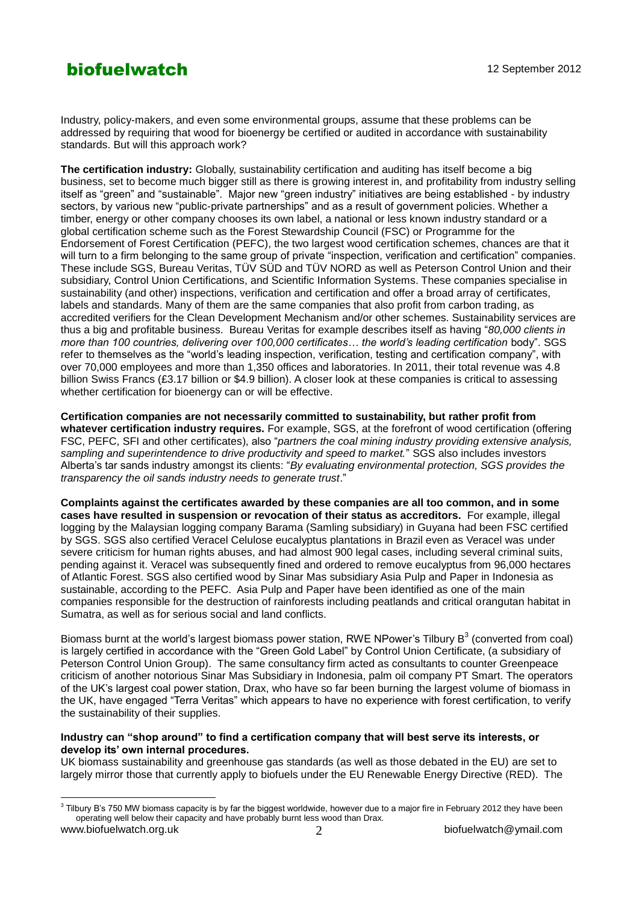Industry, policy-makers, and even some environmental groups, assume that these problems can be addressed by requiring that wood for bioenergy be certified or audited in accordance with sustainability standards. But will this approach work?

**The certification industry:** Globally, sustainability certification and auditing has itself become a big business, set to become much bigger still as there is growing interest in, and profitability from industry selling itself as "green" and "sustainable". Major new "green industry" initiatives are being established - by industry sectors, by various new "public-private partnerships" and as a result of government policies. Whether a timber, energy or other company chooses its own label, a national or less known industry standard or a global certification scheme such as the Forest Stewardship Council (FSC) or Programme for the Endorsement of Forest Certification (PEFC), the two largest wood certification schemes, chances are that it will turn to a firm belonging to the same group of private "inspection, verification and certification" companies. These include SGS, Bureau Veritas, TÜV SÜD and TÜV NORD as well as Peterson Control Union and their subsidiary, Control Union Certifications, and Scientific Information Systems. These companies specialise in sustainability (and other) inspections, verification and certification and offer a broad array of certificates, labels and standards. Many of them are the same companies that also profit from carbon trading, as accredited verifiers for the Clean Development Mechanism and/or other schemes. Sustainability services are thus a big and profitable business. Bureau Veritas for example describes itself as having "*80,000 clients in more than 100 countries, delivering over 100,000 certificates… the world's leading certification* body". SGS refer to themselves as the "world's leading inspection, verification, testing and certification company", with over 70,000 employees and more than 1,350 offices and laboratories. In 2011, their total revenue was 4.8 billion Swiss Francs (£3.17 billion or $4.9 billion). A closer look at these companies is critical to assessing whether certification for bioenergy can or will be effective.

**Certification companies are not necessarily committed to sustainability, but rather profit from whatever certification industry requires.** For example, SGS, at the forefront of wood certification (offering FSC, PEFC, SFI and other certificates), also "*partners the coal mining industry providing extensive analysis, sampling and superintendence to drive productivity and speed to market.*" SGS also includes investors Alberta's tar sands industry amongst its clients: "*By evaluating environmental protection, SGS provides the transparency the oil sands industry needs to generate trust*."

**Complaints against the certificates awarded by these companies are all too common, and in some cases have resulted in suspension or revocation of their status as accreditors.** For example, illegal logging by the Malaysian logging company Barama (Samling subsidiary) in Guyana had been FSC certified by SGS. SGS also certified Veracel Celulose eucalyptus plantations in Brazil even as Veracel was under severe criticism for human rights abuses, and had almost 900 legal cases, including several criminal suits, pending against it. Veracel was subsequently fined and ordered to remove eucalyptus from 96,000 hectares of Atlantic Forest. SGS also certified wood by Sinar Mas subsidiary Asia Pulp and Paper in Indonesia as sustainable, according to the PEFC. Asia Pulp and Paper have been identified as one of the main companies responsible for the destruction of rainforests including peatlands and critical orangutan habitat in Sumatra, as well as for serious social and land conflicts.

Biomass burnt at the world's largest biomass power station, RWE NPower's Tilbury B[3] (converted from coal) is largely certified in accordance with the "Green Gold Label" by Control Union Certificate, (a subsidiary of Peterson Control Union Group). The same consultancy firm acted as consultants to counter Greenpeace criticism of another notorious Sinar Mas Subsidiary in Indonesia, palm oil company PT Smart. The operators of the UK's largest coal power station, Drax, who have so far been burning the largest volume of biomass in the UK, have engaged "Terra Veritas" which appears to have no experience with forest certification, to verify the sustainability of their supplies.

**Industry can "shop around" to find a certification company that will best serve its interests, or develop its' own internal procedures.**

UK biomass sustainability and greenhouse gas standards (as well as those debated in the EU) are set to largely mirror those that currently apply to biofuels under the EU Renewable Energy Directive (RED). The

[3] Tilbury B's 750 MW biomass capacity is by far the biggest worldwide, however due to a major fire in February 2012 they have been operating well below their capacity and have probably burnt less wood than Drax.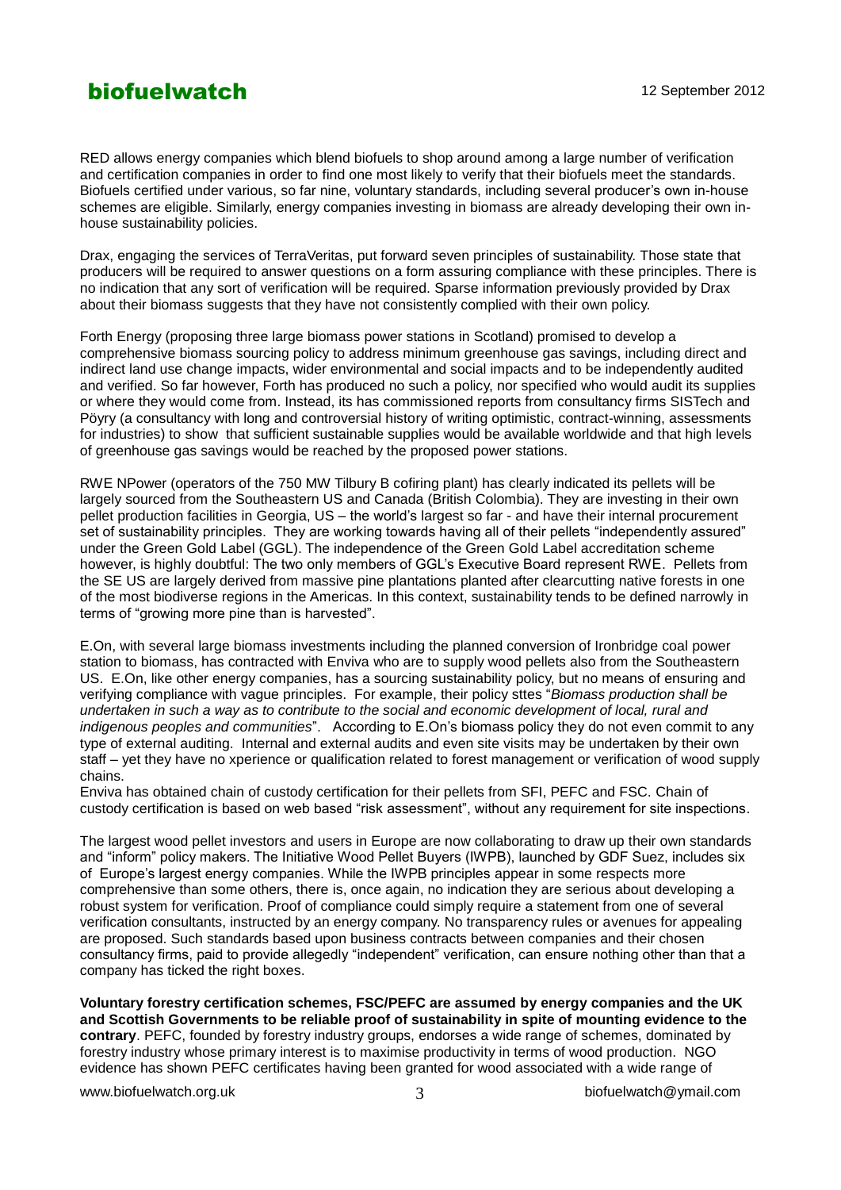RED allows energy companies which blend biofuels to shop around among a large number of verification and certification companies in order to find one most likely to verify that their biofuels meet the standards. Biofuels certified under various, so far nine, voluntary standards, including several producer's own in-house schemes are eligible. Similarly, energy companies investing in biomass are already developing their own in-house sustainability policies.

Drax, engaging the services of TerraVeritas, put forward seven principles of sustainability. Those state that producers will be required to answer questions on a form assuring compliance with these principles. There is no indication that any sort of verification will be required. Sparse information previously provided by Drax about their biomass suggests that they have not consistently complied with their own policy.

Forth Energy (proposing three large biomass power stations in Scotland) promised to develop a comprehensive biomass sourcing policy to address minimum greenhouse gas savings, including direct and indirect land use change impacts, wider environmental and social impacts and to be independently audited and verified. So far however, Forth has produced no such a policy, nor specified who would audit its supplies or where they would come from. Instead, its has commissioned reports from consultancy firms SISTech and Pöyry (a consultancy with long and controversial history of writing optimistic, contract-winning, assessments for industries) to show that sufficient sustainable supplies would be available worldwide and that high levels of greenhouse gas savings would be reached by the proposed power stations.

RWE NPower (operators of the 750 MW Tilbury B cofiring plant) has clearly indicated its pellets will be largely sourced from the Southeastern US and Canada (British Colombia). They are investing in their own pellet production facilities in Georgia, US – the world's largest so far - and have their internal procurement set of sustainability principles. They are working towards having all of their pellets "independently assured" under the Green Gold Label (GGL). The independence of the Green Gold Label accreditation scheme however, is highly doubtful: The two only members of GGL's Executive Board represent RWE. Pellets from the SE US are largely derived from massive pine plantations planted after clearcutting native forests in one of the most biodiverse regions in the Americas. In this context, sustainability tends to be defined narrowly in terms of "growing more pine than is harvested".

E.On, with several large biomass investments including the planned conversion of Ironbridge coal power station to biomass, has contracted with Enviva who are to supply wood pellets also from the Southeastern US. E.On, like other energy companies, has a sourcing sustainability policy, but no means of ensuring and verifying compliance with vague principles. For example, their policy sttes "*Biomass production shall be undertaken in such a way as to contribute to the social and economic development of local, rural and indigenous peoples and communities*". According to E.On's biomass policy they do not even commit to any type of external auditing. Internal and external audits and even site visits may be undertaken by their own staff – yet they have no xperience or qualification related to forest management or verification of wood supply chains.
Enviva has obtained chain of custody certification for their pellets from SFI, PEFC and FSC. Chain of custody certification is based on web based "risk assessment", without any requirement for site inspections.

The largest wood pellet investors and users in Europe are now collaborating to draw up their own standards and "inform" policy makers. The Initiative Wood Pellet Buyers (IWPB), launched by GDF Suez, includes six of Europe's largest energy companies. While the IWPB principles appear in some respects more comprehensive than some others, there is, once again, no indication they are serious about developing a robust system for verification. Proof of compliance could simply require a statement from one of several verification consultants, instructed by an energy company. No transparency rules or avenues for appealing are proposed. Such standards based upon business contracts between companies and their chosen consultancy firms, paid to provide allegedly "independent" verification, can ensure nothing other than that a company has ticked the right boxes.

**Voluntary forestry certification schemes, FSC/PEFC are assumed by energy companies and the UK and Scottish Governments to be reliable proof of sustainability in spite of mounting evidence to the contrary**. PEFC, founded by forestry industry groups, endorses a wide range of schemes, dominated by forestry industry whose primary interest is to maximise productivity in terms of wood production. NGO evidence has shown PEFC certificates having been granted for wood associated with a wide range of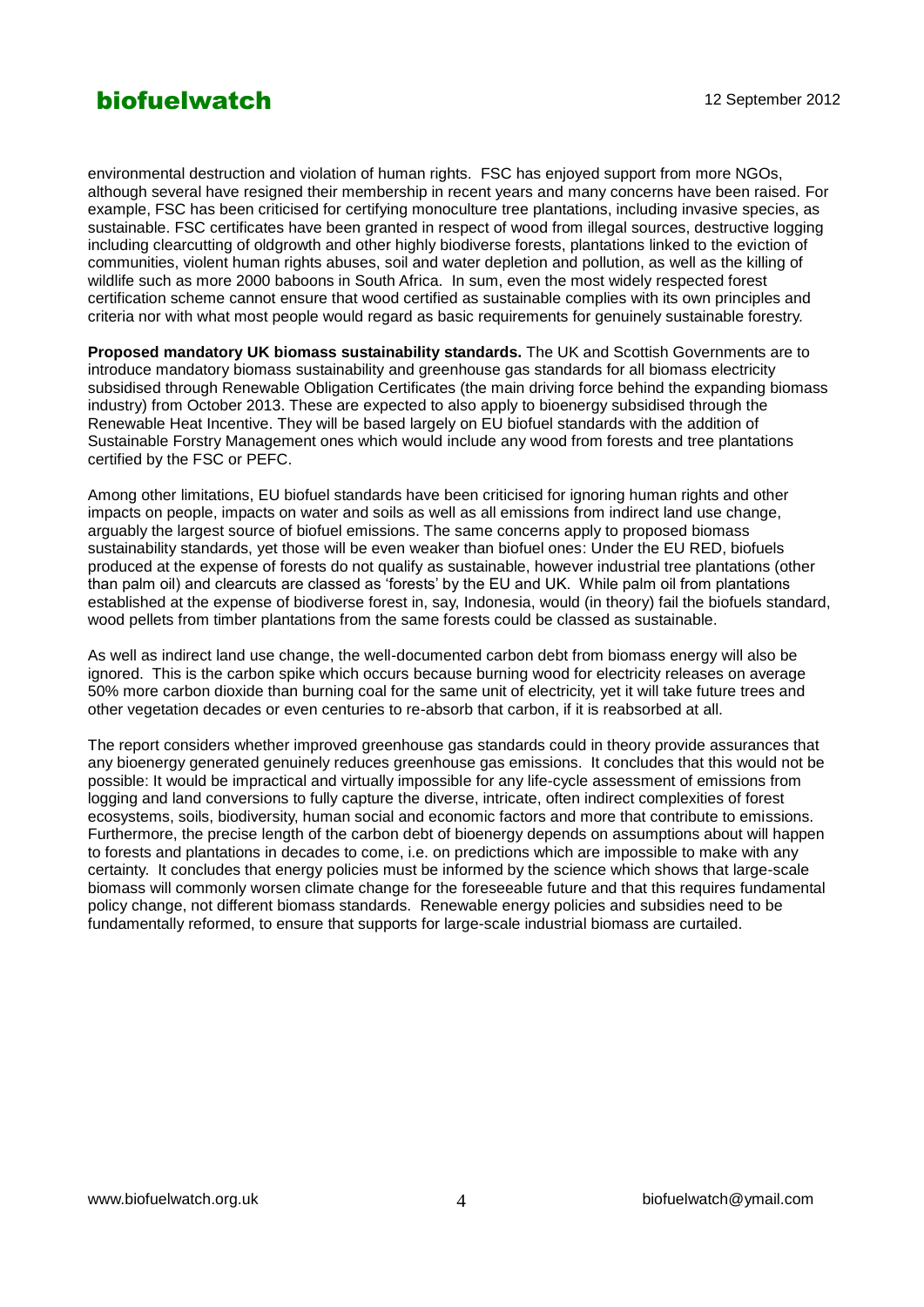environmental destruction and violation of human rights. FSC has enjoyed support from more NGOs, although several have resigned their membership in recent years and many concerns have been raised. For example, FSC has been criticised for certifying monoculture tree plantations, including invasive species, as sustainable. FSC certificates have been granted in respect of wood from illegal sources, destructive logging including clearcutting of oldgrowth and other highly biodiverse forests, plantations linked to the eviction of communities, violent human rights abuses, soil and water depletion and pollution, as well as the killing of wildlife such as more 2000 baboons in South Africa. In sum, even the most widely respected forest certification scheme cannot ensure that wood certified as sustainable complies with its own principles and criteria nor with what most people would regard as basic requirements for genuinely sustainable forestry.

**Proposed mandatory UK biomass sustainability standards.** The UK and Scottish Governments are to introduce mandatory biomass sustainability and greenhouse gas standards for all biomass electricity subsidised through Renewable Obligation Certificates (the main driving force behind the expanding biomass industry) from October 2013. These are expected to also apply to bioenergy subsidised through the Renewable Heat Incentive. They will be based largely on EU biofuel standards with the addition of Sustainable Forstry Management ones which would include any wood from forests and tree plantations certified by the FSC or PEFC.

Among other limitations, EU biofuel standards have been criticised for ignoring human rights and other impacts on people, impacts on water and soils as well as all emissions from indirect land use change, arguably the largest source of biofuel emissions. The same concerns apply to proposed biomass sustainability standards, yet those will be even weaker than biofuel ones: Under the EU RED, biofuels produced at the expense of forests do not qualify as sustainable, however industrial tree plantations (other than palm oil) and clearcuts are classed as 'forests' by the EU and UK. While palm oil from plantations established at the expense of biodiverse forest in, say, Indonesia, would (in theory) fail the biofuels standard, wood pellets from timber plantations from the same forests could be classed as sustainable.

As well as indirect land use change, the well-documented carbon debt from biomass energy will also be ignored. This is the carbon spike which occurs because burning wood for electricity releases on average 50% more carbon dioxide than burning coal for the same unit of electricity, yet it will take future trees and other vegetation decades or even centuries to re-absorb that carbon, if it is reabsorbed at all.

The report considers whether improved greenhouse gas standards could in theory provide assurances that any bioenergy generated genuinely reduces greenhouse gas emissions. It concludes that this would not be possible: It would be impractical and virtually impossible for any life-cycle assessment of emissions from logging and land conversions to fully capture the diverse, intricate, often indirect complexities of forest ecosystems, soils, biodiversity, human social and economic factors and more that contribute to emissions. Furthermore, the precise length of the carbon debt of bioenergy depends on assumptions about will happen to forests and plantations in decades to come, i.e. on predictions which are impossible to make with any certainty. It concludes that energy policies must be informed by the science which shows that large-scale biomass will commonly worsen climate change for the foreseeable future and that this requires fundamental policy change, not different biomass standards. Renewable energy policies and subsidies need to be fundamentally reformed, to ensure that supports for large-scale industrial biomass are curtailed.